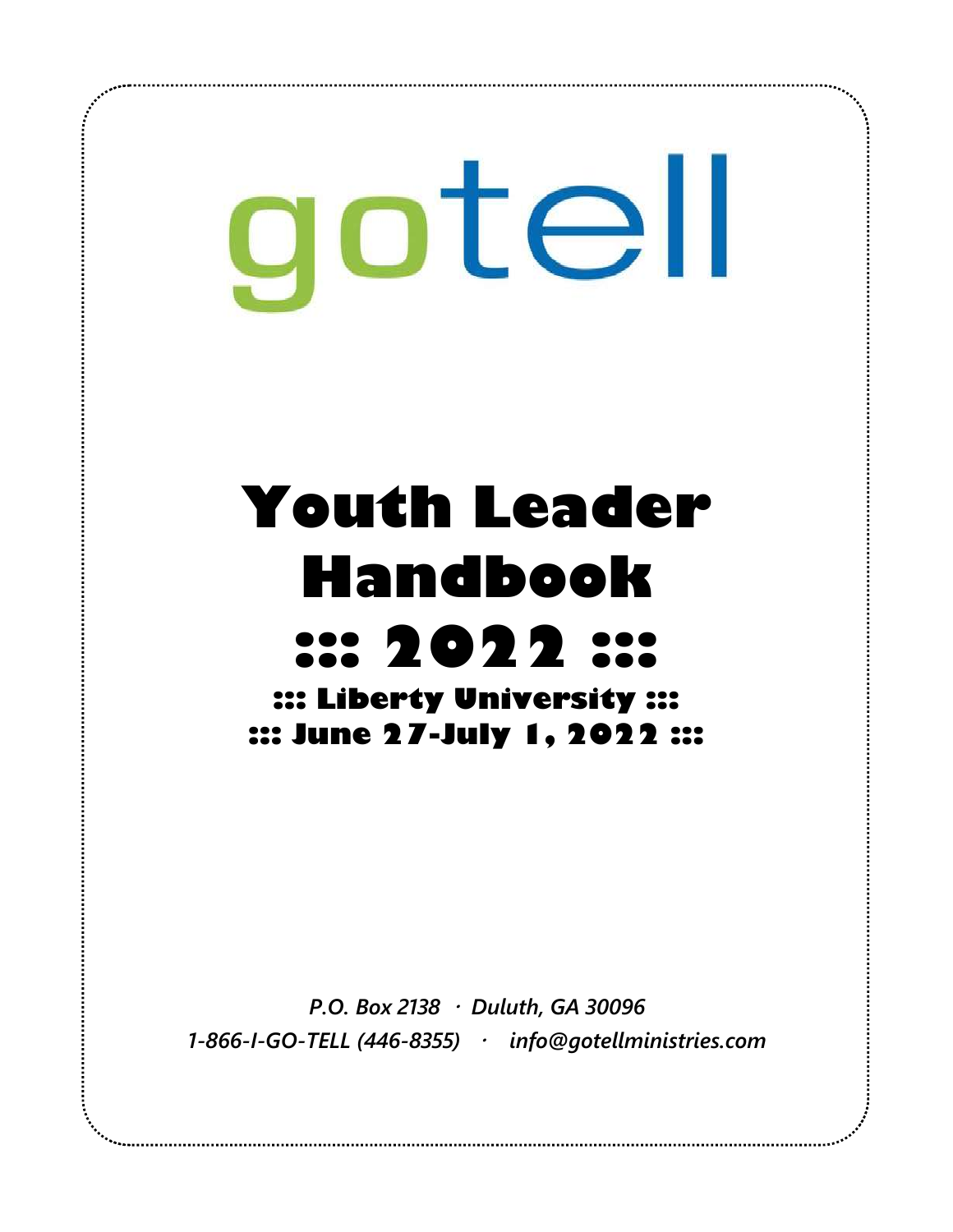gotell

# Youth Leader Handbook

# ::: 2022 :::

**::: Liberty University :::**

**::: June 27-July 1, 2022 :::**

*P.O. Box 2138 · Duluth, GA 30096*

*1-866-I-GO-TELL (446-8355) · info@gotellministries.com*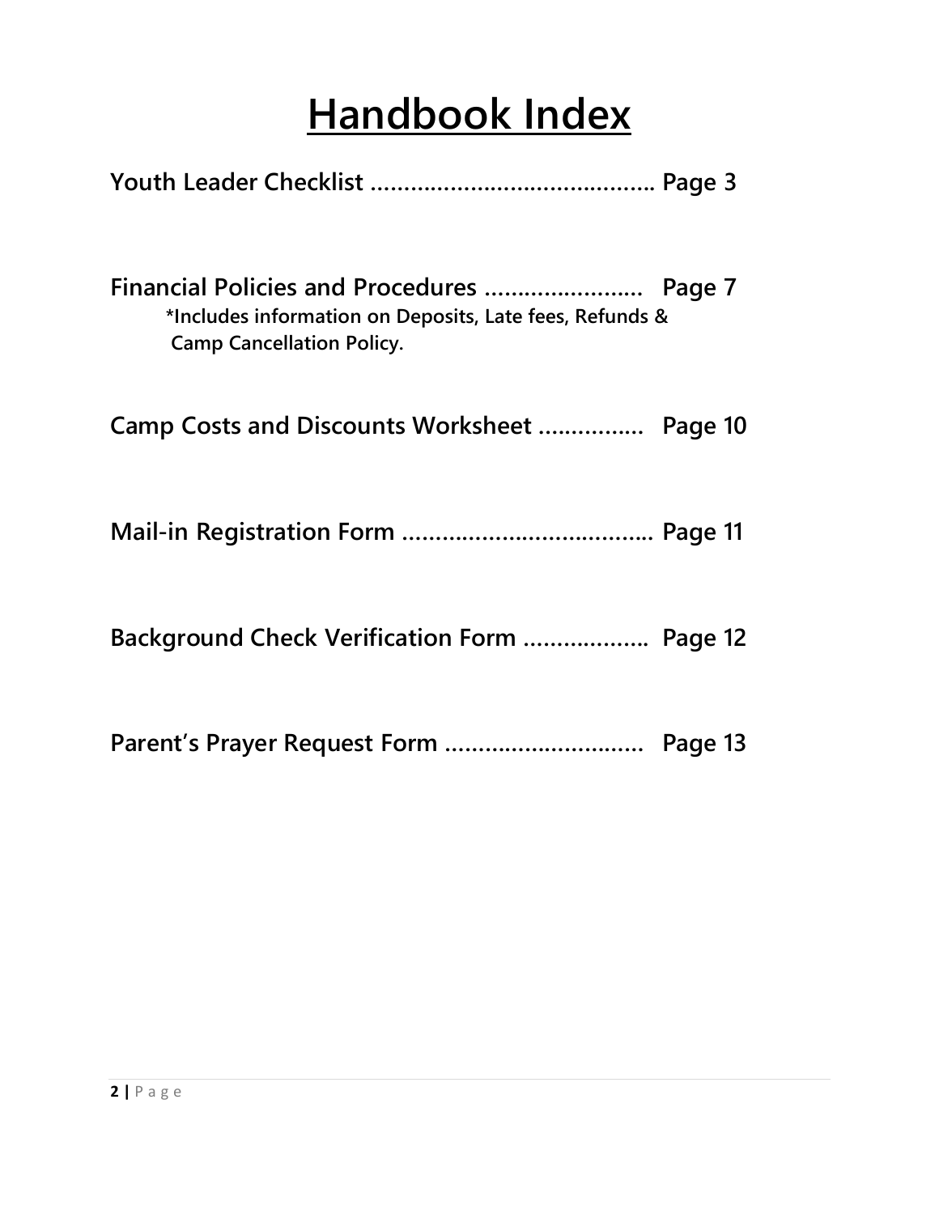# Handbook Index

**Youth Leader Checklist ........................................... Page 3**

**Financial Policies and Procedures ........................ Page 7**
*Includes information on Deposits, Late fees, Refunds & Camp Cancellation Policy.

**Camp Costs and Discounts Worksheet ................ Page 10**

**Mail-in Registration Form ...................................... Page 11**

**Background Check Verification Form ................... Page 12**

**Parent's Prayer Request Form .............................. Page 13**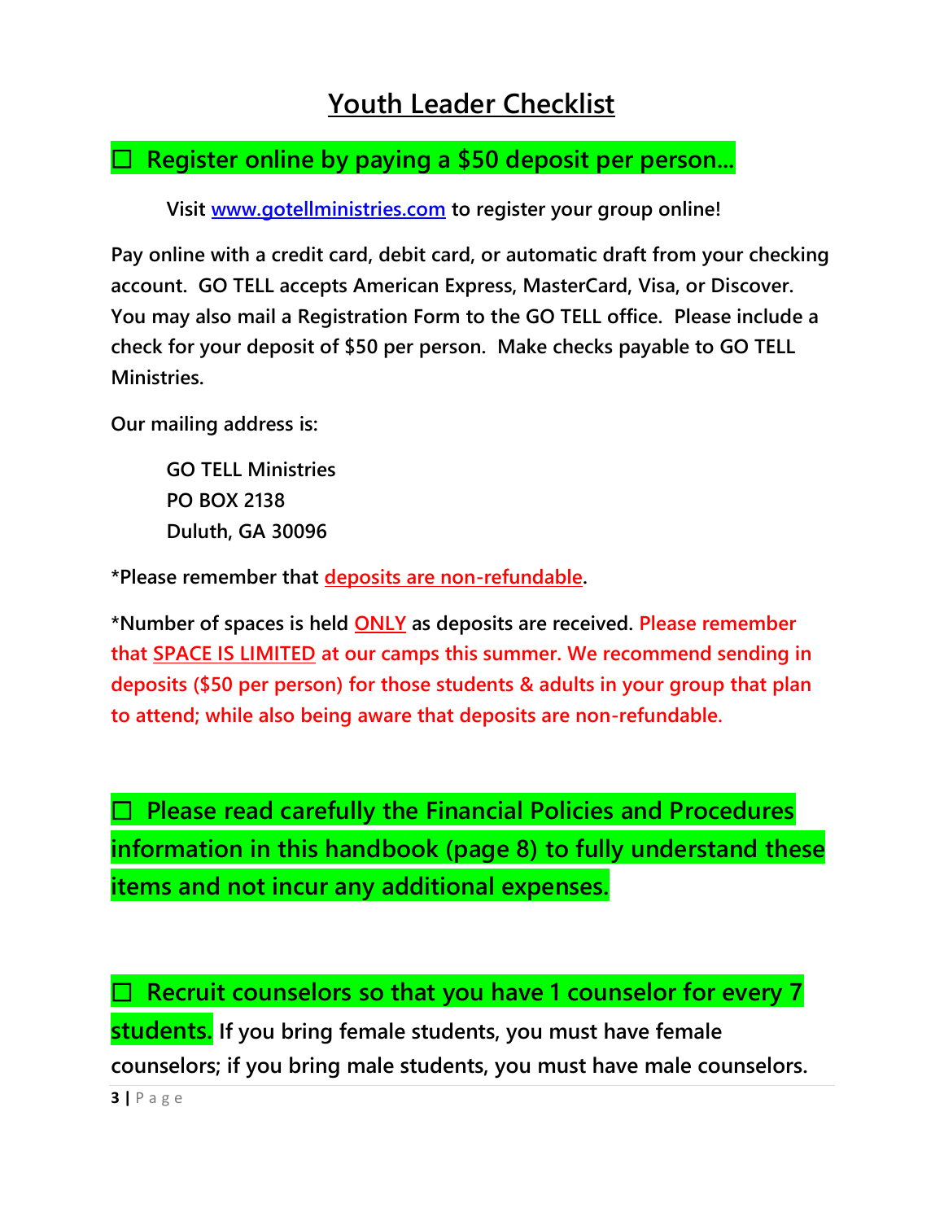# Youth Leader Checklist

☐ **Register online by paying a $50 deposit per person…**

**Visit [www.gotellministries.com](http://www.gotellministries.com) to register your group online!**

**Pay online with a credit card, debit card, or automatic draft from your checking account. GO TELL accepts American Express, MasterCard, Visa, or Discover. You may also mail a Registration Form to the GO TELL office. Please include a check for your deposit of $50 per person. Make checks payable to GO TELL Ministries.**

**Our mailing address is:**

**GO TELL Ministries**
**PO BOX 2138**
**Duluth, GA 30096**

***Please remember that deposits are non-refundable.**

***Number of spaces is held ONLY as deposits are received. Please remember that SPACE IS LIMITED at our camps this summer. We recommend sending in deposits ($50 per person) for those students & adults in your group that plan to attend; while also being aware that deposits are non-refundable.**

☐ **Please read carefully the Financial Policies and Procedures information in this handbook (page 8) to fully understand these items and not incur any additional expenses.**

☐ **Recruit counselors so that you have 1 counselor for every 7 students. If you bring female students, you must have female counselors; if you bring male students, you must have male counselors.**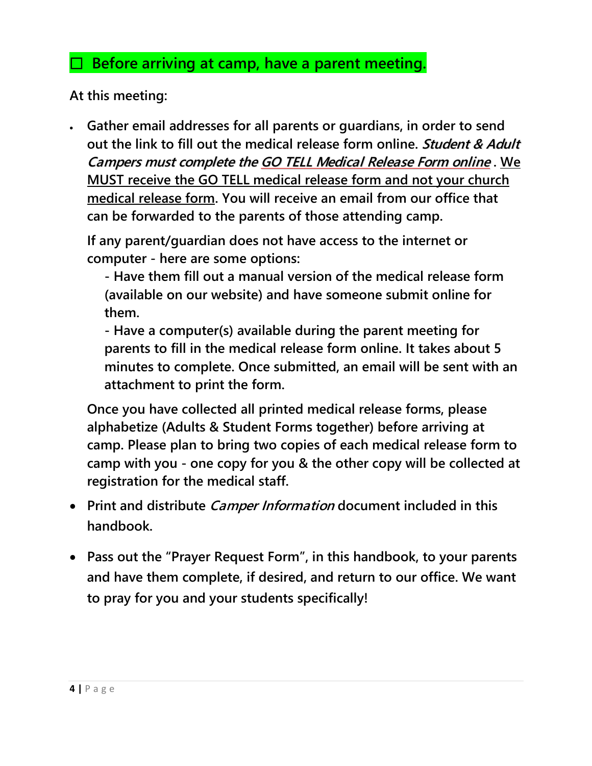## ☐ Before arriving at camp, have a parent meeting.

**At this meeting:**

- **Gather email addresses for all parents or guardians, in order to send out the link to fill out the medical release form online. *Student & Adult Campers must complete the GO TELL Medical Release Form online*. We MUST receive the GO TELL medical release form and not your church medical release form. You will receive an email from our office that can be forwarded to the parents of those attending camp.**

  **If any parent/guardian does not have access to the internet or computer - here are some options:**

  **- Have them fill out a manual version of the medical release form (available on our website) and have someone submit online for them.**

  **- Have a computer(s) available during the parent meeting for parents to fill in the medical release form online. It takes about 5 minutes to complete. Once submitted, an email will be sent with an attachment to print the form.**

  **Once you have collected all printed medical release forms, please alphabetize (Adults & Student Forms together) before arriving at camp. Please plan to bring two copies of each medical release form to camp with you - one copy for you & the other copy will be collected at registration for the medical staff.**

- **Print and distribute *Camper Information* document included in this handbook.**

- **Pass out the "Prayer Request Form", in this handbook, to your parents and have them complete, if desired, and return to our office. We want to pray for you and your students specifically!**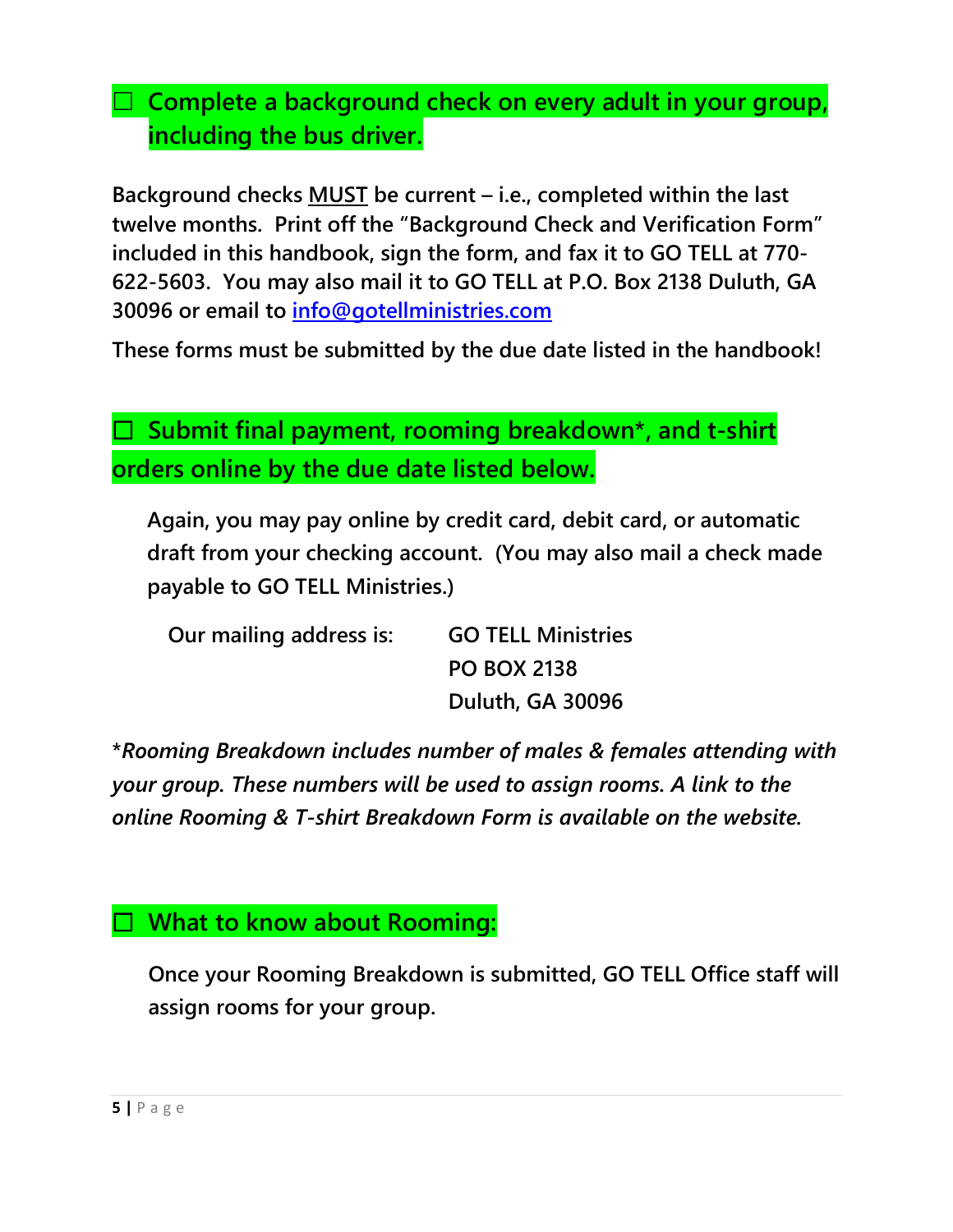## ☐ Complete a background check on every adult in your group, including the bus driver.

**Background checks <u>MUST</u> be current – i.e., completed within the last twelve months. Print off the "Background Check and Verification Form" included in this handbook, sign the form, and fax it to GO TELL at 770-622-5603. You may also mail it to GO TELL at P.O. Box 2138 Duluth, GA 30096 or email to [info@gotellministries.com](mailto:info@gotellministries.com)**

**These forms must be submitted by the due date listed in the handbook!**

## ☐ Submit final payment, rooming breakdown*, and t-shirt orders online by the due date listed below.

**Again, you may pay online by credit card, debit card, or automatic draft from your checking account. (You may also mail a check made payable to GO TELL Ministries.)**

**Our mailing address is:**

**GO TELL Ministries**
**PO BOX 2138**
**Duluth, GA 30096**

***Rooming Breakdown includes number of males & females attending with your group. These numbers will be used to assign rooms. A link to the online Rooming & T-shirt Breakdown Form is available on the website.***

## ☐ What to know about Rooming:

**Once your Rooming Breakdown is submitted, GO TELL Office staff will assign rooms for your group.**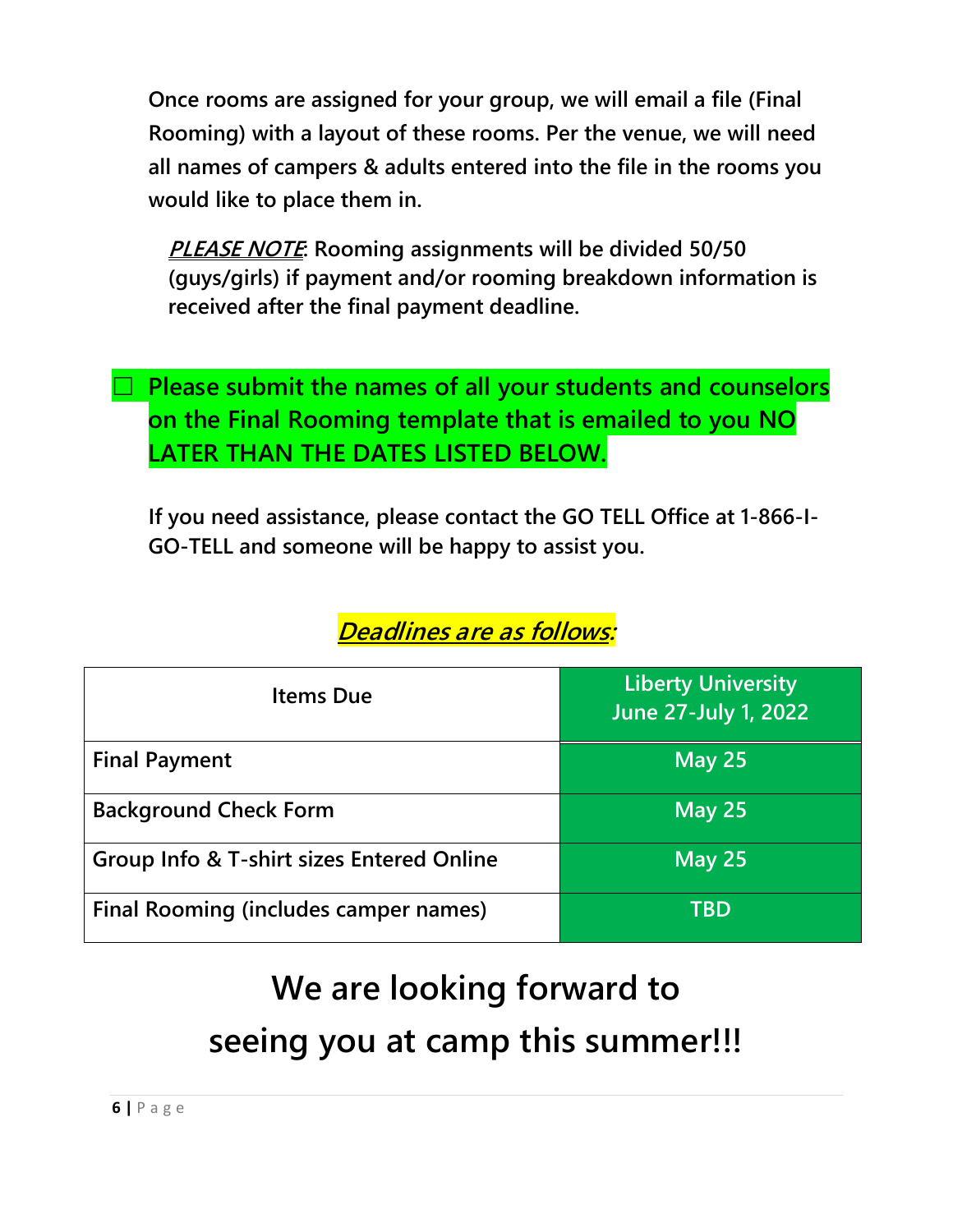**Once rooms are assigned for your group, we will email a file (Final Rooming) with a layout of these rooms. Per the venue, we will need all names of campers & adults entered into the file in the rooms you would like to place them in.**

***PLEASE NOTE*: Rooming assignments will be divided 50/50 (guys/girls) if payment and/or rooming breakdown information is received after the final payment deadline.**

- ☐ **Please submit the names of all your students and counselors on the Final Rooming template that is emailed to you NO LATER THAN THE DATES LISTED BELOW.**

**If you need assistance, please contact the GO TELL Office at 1-866-I-GO-TELL and someone will be happy to assist you.**

***Deadlines are as follows:***

| Items Due | Liberty University June 27-July 1, 2022 |
|---|---|
| Final Payment | May 25 |
| Background Check Form | May 25 |
| Group Info & T-shirt sizes Entered Online | May 25 |
| Final Rooming (includes camper names) | TBD |

## We are looking forward to seeing you at camp this summer!!!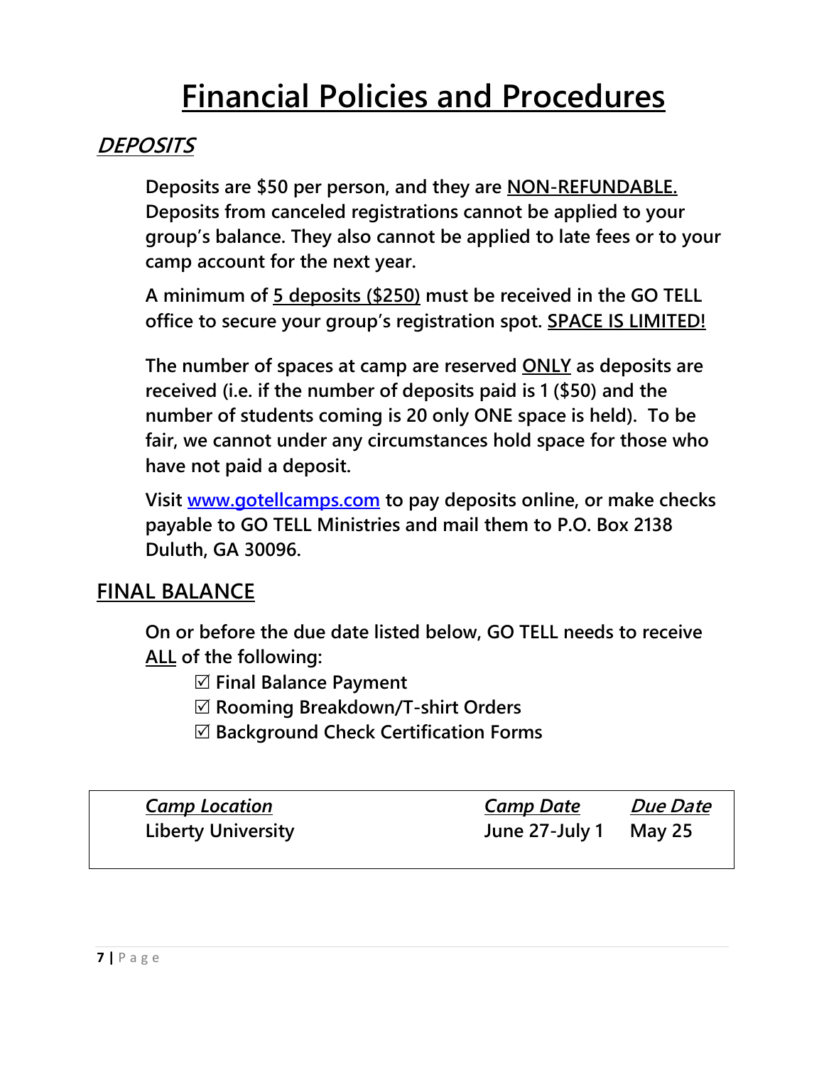# Financial Policies and Procedures

## *DEPOSITS*

**Deposits are $50 per person, and they are NON-REFUNDABLE. Deposits from canceled registrations cannot be applied to your group's balance. They also cannot be applied to late fees or to your camp account for the next year.**

**A minimum of 5 deposits ($250) must be received in the GO TELL office to secure your group's registration spot. SPACE IS LIMITED!**

**The number of spaces at camp are reserved ONLY as deposits are received (i.e. if the number of deposits paid is 1 ($50) and the number of students coming is 20 only ONE space is held). To be fair, we cannot under any circumstances hold space for those who have not paid a deposit.**

**Visit [www.gotellcamps.com](http://www.gotellcamps.com) to pay deposits online, or make checks payable to GO TELL Ministries and mail them to P.O. Box 2138 Duluth, GA 30096.**

## FINAL BALANCE

**On or before the due date listed below, GO TELL needs to receive ALL of the following:**

- ☑ Final Balance Payment
- ☑ Rooming Breakdown/T-shirt Orders
- ☑ Background Check Certification Forms

| *Camp Location* | *Camp Date* | *Due Date* |
| --- | --- | --- |
| Liberty University | June 27-July 1 | May 25 |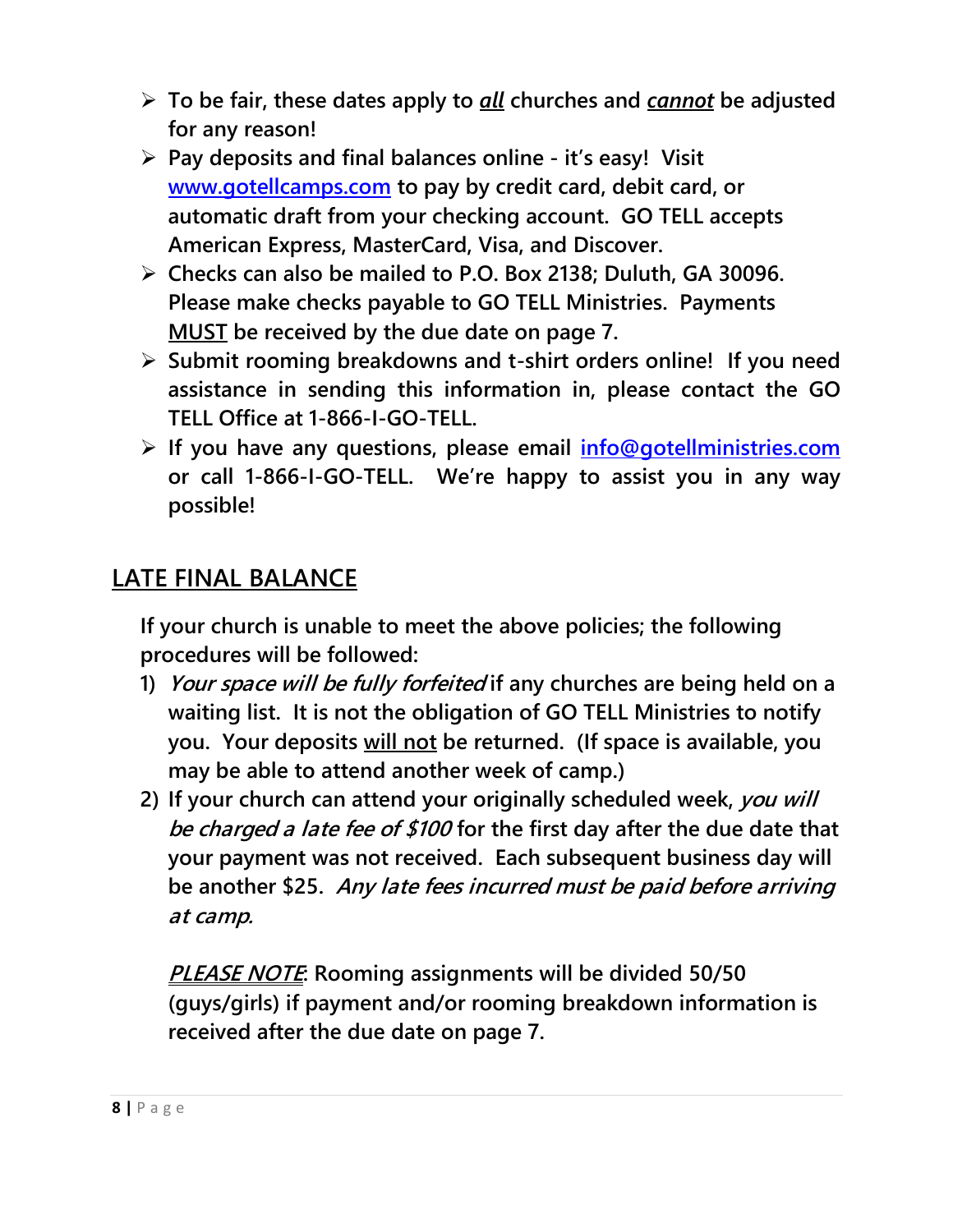- **To be fair, these dates apply to *all* churches and *cannot* be adjusted for any reason!**
- **Pay deposits and final balances online - it's easy! Visit www.gotellcamps.com to pay by credit card, debit card, or automatic draft from your checking account. GO TELL accepts American Express, MasterCard, Visa, and Discover.**
- **Checks can also be mailed to P.O. Box 2138; Duluth, GA 30096. Please make checks payable to GO TELL Ministries. Payments MUST be received by the due date on page 7.**
- **Submit rooming breakdowns and t-shirt orders online! If you need assistance in sending this information in, please contact the GO TELL Office at 1-866-I-GO-TELL.**
- **If you have any questions, please email info@gotellministries.com or call 1-866-I-GO-TELL. We're happy to assist you in any way possible!**

## LATE FINAL BALANCE

**If your church is unable to meet the above policies; the following procedures will be followed:**

1) ***Your space will be fully forfeited* if any churches are being held on a waiting list. It is not the obligation of GO TELL Ministries to notify you. Your deposits will not be returned. (If space is available, you may be able to attend another week of camp.)**
2) **If your church can attend your originally scheduled week, *you will be charged a late fee of $100* for the first day after the due date that your payment was not received. Each subsequent business day will be another $25. *Any late fees incurred must be paid before arriving at camp.***

   ***PLEASE NOTE*: Rooming assignments will be divided 50/50 (guys/girls) if payment and/or rooming breakdown information is received after the due date on page 7.**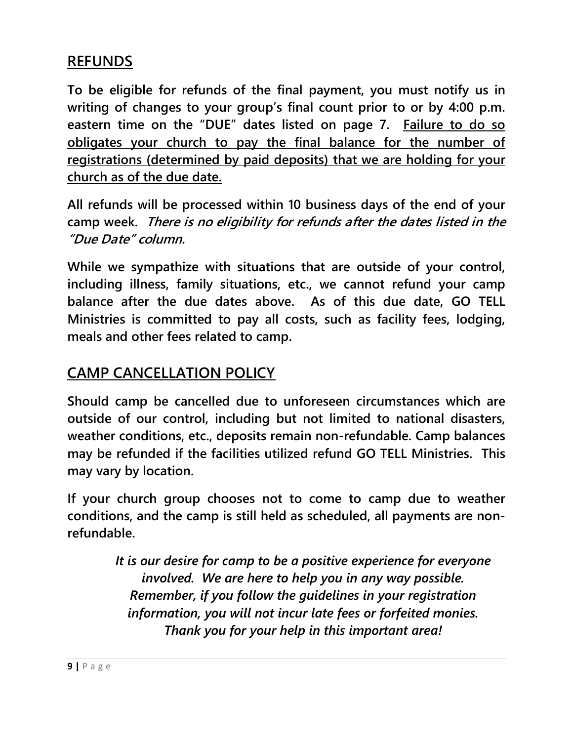## REFUNDS

**To be eligible for refunds of the final payment, you must notify us in writing of changes to your group's final count prior to or by 4:00 p.m. eastern time on the "DUE" dates listed on page 7. <u>Failure to do so obligates your church to pay the final balance for the number of registrations (determined by paid deposits) that we are holding for your church as of the due date.</u>**

**All refunds will be processed within 10 business days of the end of your camp week. *There is no eligibility for refunds after the dates listed in the "Due Date" column.***

**While we sympathize with situations that are outside of your control, including illness, family situations, etc., we cannot refund your camp balance after the due dates above. As of this due date, GO TELL Ministries is committed to pay all costs, such as facility fees, lodging, meals and other fees related to camp.**

## CAMP CANCELLATION POLICY

**Should camp be cancelled due to unforeseen circumstances which are outside of our control, including but not limited to national disasters, weather conditions, etc., deposits remain non-refundable. Camp balances may be refunded if the facilities utilized refund GO TELL Ministries. This may vary by location.**

**If your church group chooses not to come to camp due to weather conditions, and the camp is still held as scheduled, all payments are non-refundable.**

***It is our desire for camp to be a positive experience for everyone involved. We are here to help you in any way possible. Remember, if you follow the guidelines in your registration information, you will not incur late fees or forfeited monies. Thank you for your help in this important area!***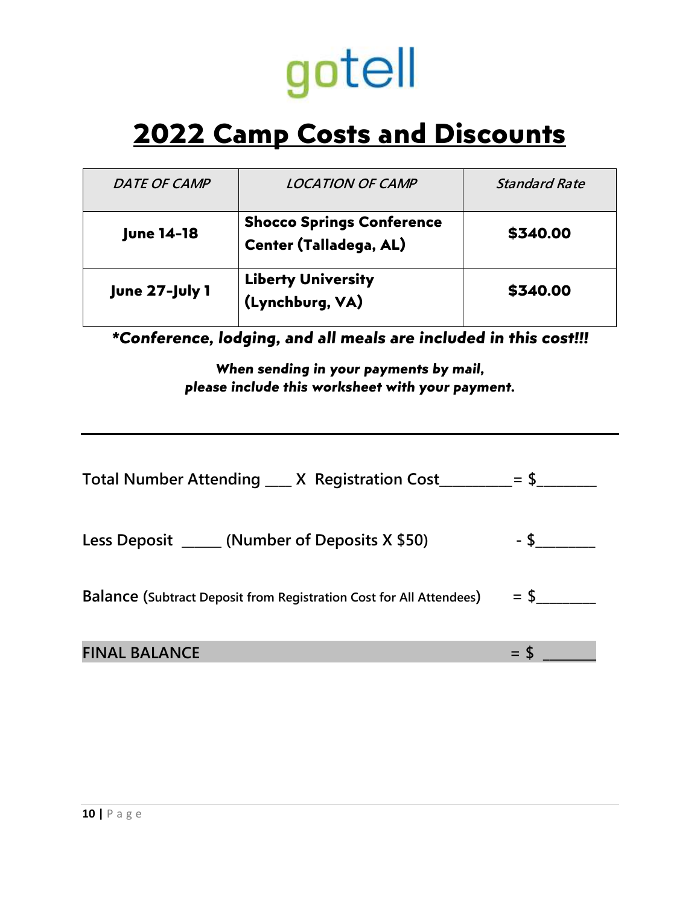gotell

# 2022 Camp Costs and Discounts

| *DATE OF CAMP* | *LOCATION OF CAMP* | *Standard Rate* |
|---|---|---|
| **June 14-18** | **Shocco Springs Conference Center (Talladega, AL)** | **$340.00** |
| **June 27-July 1** | **Liberty University (Lynchburg, VA)** | **$340.00** |

***Conference, lodging, and all meals are included in this cost!!!**

***When sending in your payments by mail,
please include this worksheet with your payment.***

---

Total Number Attending ___ X Registration Cost_________ = $________

Less Deposit _____ (Number of Deposits X $50) - $________

Balance (Subtract Deposit from Registration Cost for All Attendees) = $________

FINAL BALANCE = $ _______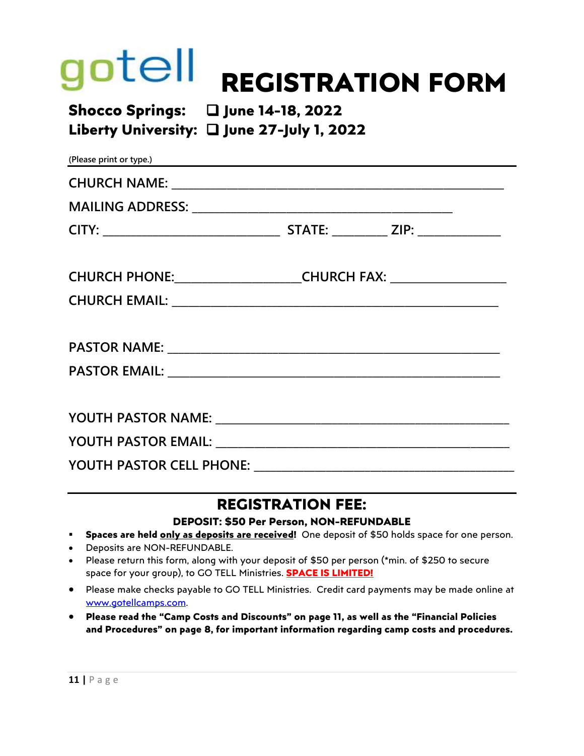# gotell REGISTRATION FORM

**Shocco Springs:** ☐ **June 14-18, 2022**
**Liberty University:** ☐ **June 27-July 1, 2022**

(Please print or type.)

CHURCH NAME: ___________________________________________________

MAILING ADDRESS: ________________________________________

CITY: ___________________________ STATE: ________ ZIP: ____________

CHURCH PHONE:__________________CHURCH FAX: _________________

CHURCH EMAIL: _________________________________________________

PASTOR NAME: __________________________________________________

PASTOR EMAIL: __________________________________________________

YOUTH PASTOR NAME: ___________________________________________

YOUTH PASTOR EMAIL: ___________________________________________

YOUTH PASTOR CELL PHONE: _______________________________________

## REGISTRATION FEE:

**DEPOSIT: $50 Per Person, NON-REFUNDABLE**

- **Spaces are held <u>only as deposits are received</u>!** One deposit of $50 holds space for one person.
- Deposits are NON-REFUNDABLE.
- Please return this form, along with your deposit of $50 per person (*min. of $250 to secure space for your group), to GO TELL Ministries. **<u>SPACE IS LIMITED!</u>**
- Please make checks payable to GO TELL Ministries. Credit card payments may be made online at www.gotellcamps.com.
- **Please read the "Camp Costs and Discounts" on page 11, as well as the "Financial Policies and Procedures" on page 8, for important information regarding camp costs and procedures.**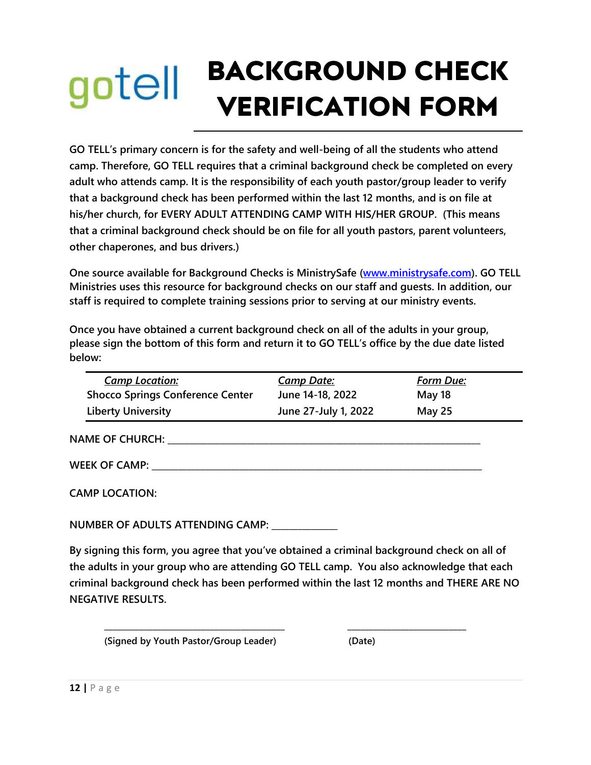gotell

# BACKGROUND CHECK VERIFICATION FORM

**GO TELL's primary concern is for the safety and well-being of all the students who attend camp. Therefore, GO TELL requires that a criminal background check be completed on every adult who attends camp. It is the responsibility of each youth pastor/group leader to verify that a background check has been performed within the last 12 months, and is on file at his/her church, for EVERY ADULT ATTENDING CAMP WITH HIS/HER GROUP. (This means that a criminal background check should be on file for all youth pastors, parent volunteers, other chaperones, and bus drivers.)**

**One source available for Background Checks is MinistrySafe ([www.ministrysafe.com](http://www.ministrysafe.com)). GO TELL Ministries uses this resource for background checks on our staff and guests. In addition, our staff is required to complete training sessions prior to serving at our ministry events.**

**Once you have obtained a current background check on all of the adults in your group, please sign the bottom of this form and return it to GO TELL's office by the due date listed below:**

| ***Camp Location:*** | ***Camp Date:*** | ***Form Due:*** |
|---|---|---|
| **Shocco Springs Conference Center** | **June 14-18, 2022** | **May 18** |
| **Liberty University** | **June 27-July 1, 2022** | **May 25** |

**NAME OF CHURCH:** ____________________________________________

**WEEK OF CAMP:** ____________________________________________

**CAMP LOCATION:**

**NUMBER OF ADULTS ATTENDING CAMP:** ____________

**By signing this form, you agree that you've obtained a criminal background check on all of the adults in your group who are attending GO TELL camp. You also acknowledge that each criminal background check has been performed within the last 12 months and THERE ARE NO NEGATIVE RESULTS.**

______________________________________ ________________________

**(Signed by Youth Pastor/Group Leader)** **(Date)**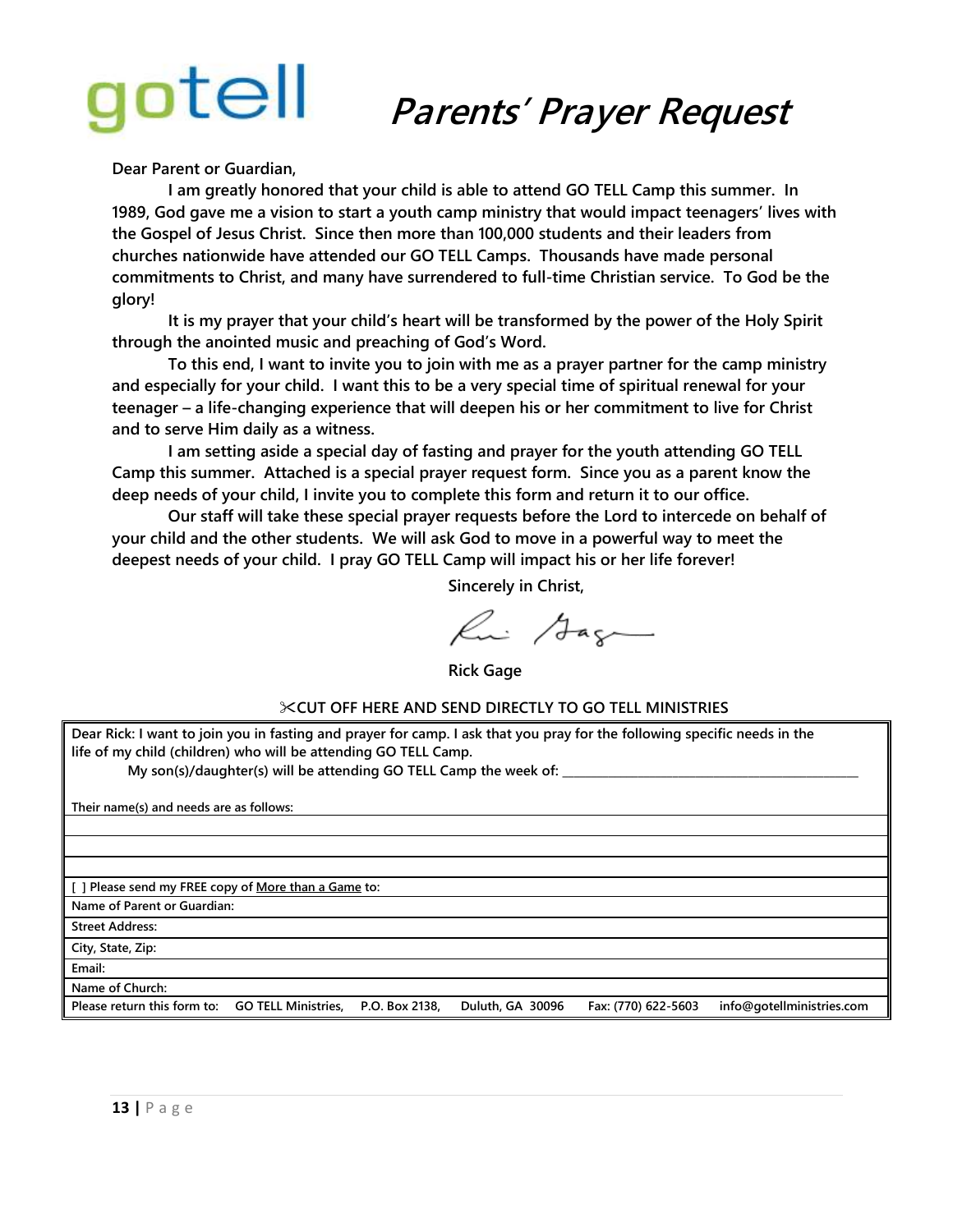gotell

# *Parents' Prayer Request*

**Dear Parent or Guardian,**

**I am greatly honored that your child is able to attend GO TELL Camp this summer. In 1989, God gave me a vision to start a youth camp ministry that would impact teenagers' lives with the Gospel of Jesus Christ. Since then more than 100,000 students and their leaders from churches nationwide have attended our GO TELL Camps. Thousands have made personal commitments to Christ, and many have surrendered to full-time Christian service. To God be the glory!**

**It is my prayer that your child's heart will be transformed by the power of the Holy Spirit through the anointed music and preaching of God's Word.**

**To this end, I want to invite you to join with me as a prayer partner for the camp ministry and especially for your child. I want this to be a very special time of spiritual renewal for your teenager – a life-changing experience that will deepen his or her commitment to live for Christ and to serve Him daily as a witness.**

**I am setting aside a special day of fasting and prayer for the youth attending GO TELL Camp this summer. Attached is a special prayer request form. Since you as a parent know the deep needs of your child, I invite you to complete this form and return it to our office.**

**Our staff will take these special prayer requests before the Lord to intercede on behalf of your child and the other students. We will ask God to move in a powerful way to meet the deepest needs of your child. I pray GO TELL Camp will impact his or her life forever!**

**Sincerely in Christ,**

**Rick Gage**

**✂CUT OFF HERE AND SEND DIRECTLY TO GO TELL MINISTRIES**

| |
|---|
| Dear Rick: I want to join you in fasting and prayer for camp. I ask that you pray for the following specific needs in the life of my child (children) who will be attending GO TELL Camp.<br>My son(s)/daughter(s) will be attending GO TELL Camp the week of: ___________________________ |
| Their name(s) and needs are as follows: |
| |
| |
| |
| [ ] Please send my FREE copy of More than a Game to: |
| Name of Parent or Guardian: |
| Street Address: |
| City, State, Zip: |
| Email: |
| Name of Church: |
| Please return this form to: GO TELL Ministries, P.O. Box 2138, Duluth, GA 30096 Fax: (770) 622-5603 info@gotellministries.com |